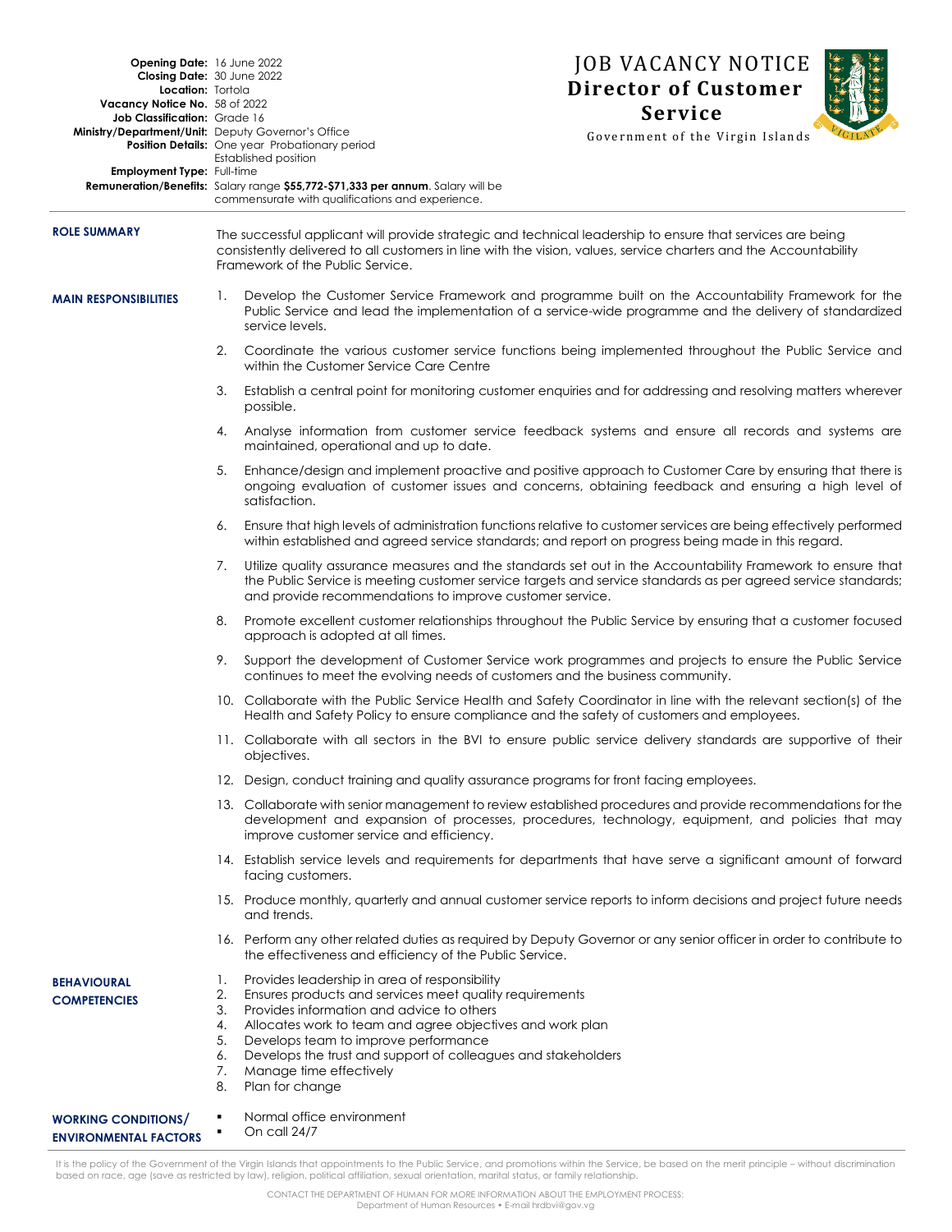**Opening Date:** 16 June 2022
**Closing Date:** 30 June 2022
**Location:** Tortola
**Vacancy Notice No.** 58 of 2022
**Job Classification:** Grade 16
**Ministry/Department/Unit:** Deputy Governor's Office
**Position Details:** One year Probationary period
Established position
**Employment Type:** Full-time
**Remuneration/Benefits:** Salary range **$55,772-$71,333 per annum**. Salary will be commensurate with qualifications and experience.

# JOB VACANCY NOTICE
# Director of Customer Service

Government of the Virgin Islands

## ROLE SUMMARY

The successful applicant will provide strategic and technical leadership to ensure that services are being consistently delivered to all customers in line with the vision, values, service charters and the Accountability Framework of the Public Service.

## MAIN RESPONSIBILITIES

1. Develop the Customer Service Framework and programme built on the Accountability Framework for the Public Service and lead the implementation of a service-wide programme and the delivery of standardized service levels.
2. Coordinate the various customer service functions being implemented throughout the Public Service and within the Customer Service Care Centre
3. Establish a central point for monitoring customer enquiries and for addressing and resolving matters wherever possible.
4. Analyse information from customer service feedback systems and ensure all records and systems are maintained, operational and up to date.
5. Enhance/design and implement proactive and positive approach to Customer Care by ensuring that there is ongoing evaluation of customer issues and concerns, obtaining feedback and ensuring a high level of satisfaction.
6. Ensure that high levels of administration functions relative to customer services are being effectively performed within established and agreed service standards; and report on progress being made in this regard.
7. Utilize quality assurance measures and the standards set out in the Accountability Framework to ensure that the Public Service is meeting customer service targets and service standards as per agreed service standards; and provide recommendations to improve customer service.
8. Promote excellent customer relationships throughout the Public Service by ensuring that a customer focused approach is adopted at all times.
9. Support the development of Customer Service work programmes and projects to ensure the Public Service continues to meet the evolving needs of customers and the business community.
10. Collaborate with the Public Service Health and Safety Coordinator in line with the relevant section(s) of the Health and Safety Policy to ensure compliance and the safety of customers and employees.
11. Collaborate with all sectors in the BVI to ensure public service delivery standards are supportive of their objectives.
12. Design, conduct training and quality assurance programs for front facing employees.
13. Collaborate with senior management to review established procedures and provide recommendations for the development and expansion of processes, procedures, technology, equipment, and policies that may improve customer service and efficiency.
14. Establish service levels and requirements for departments that have serve a significant amount of forward facing customers.
15. Produce monthly, quarterly and annual customer service reports to inform decisions and project future needs and trends.
16. Perform any other related duties as required by Deputy Governor or any senior officer in order to contribute to the effectiveness and efficiency of the Public Service.

## BEHAVIOURAL COMPETENCIES

1. Provides leadership in area of responsibility
2. Ensures products and services meet quality requirements
3. Provides information and advice to others
4. Allocates work to team and agree objectives and work plan
5. Develops team to improve performance
6. Develops the trust and support of colleagues and stakeholders
7. Manage time effectively
8. Plan for change

## WORKING CONDITIONS/ ENVIRONMENTAL FACTORS

- Normal office environment
- On call 24/7

It is the policy of the Government of the Virgin Islands that appointments to the Public Service, and promotions within the Service, be based on the merit principle – without discrimination based on race, age (save as restricted by law), religion, political affiliation, sexual orientation, marital status, or family relationship.

CONTACT THE DEPARTMENT OF HUMAN FOR MORE INFORMATION ABOUT THE EMPLOYMENT PROCESS:
Department of Human Resources • E-mail hrdbvi@gov.vg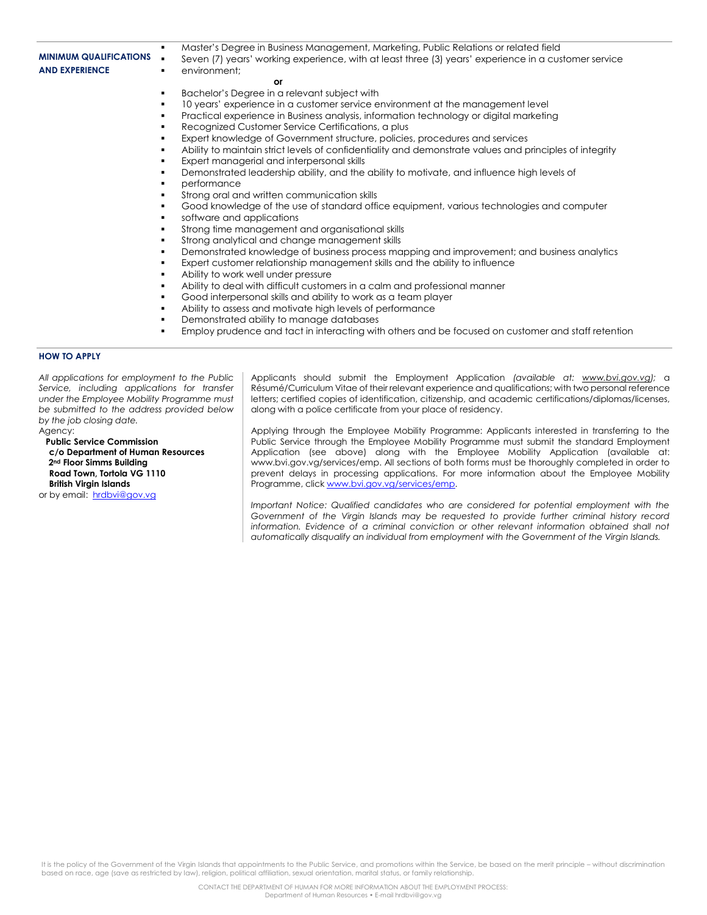**MINIMUM QUALIFICATIONS AND EXPERIENCE**

- Master's Degree in Business Management, Marketing, Public Relations or related field
- Seven (7) years' working experience, with at least three (3) years' experience in a customer service
- environment;

**or**

- Bachelor's Degree in a relevant subject with
- 10 years' experience in a customer service environment at the management level
- Practical experience in Business analysis, information technology or digital marketing
- Recognized Customer Service Certifications, a plus
- Expert knowledge of Government structure, policies, procedures and services
- Ability to maintain strict levels of confidentiality and demonstrate values and principles of integrity
- Expert managerial and interpersonal skills
- Demonstrated leadership ability, and the ability to motivate, and influence high levels of
- performance
- Strong oral and written communication skills
- Good knowledge of the use of standard office equipment, various technologies and computer
- software and applications
- Strong time management and organisational skills
- Strong analytical and change management skills
- Demonstrated knowledge of business process mapping and improvement; and business analytics
- Expert customer relationship management skills and the ability to influence
- Ability to work well under pressure
- Ability to deal with difficult customers in a calm and professional manner
- Good interpersonal skills and ability to work as a team player
- Ability to assess and motivate high levels of performance
- Demonstrated ability to manage databases
- Employ prudence and tact in interacting with others and be focused on customer and staff retention

## HOW TO APPLY

*All applications for employment to the Public Service, including applications for transfer under the Employee Mobility Programme must be submitted to the address provided below by the job closing date.*

Agency:

**Public Service Commission**
**c/o Department of Human Resources**
**2nd Floor Simms Building**
**Road Town, Tortola VG 1110**
**British Virgin Islands**

or by email: hrdbvi@gov.vg

Applicants should submit the Employment Application *(available at: www.bvi.gov.vg)*; a Résumé/Curriculum Vitae of their relevant experience and qualifications; with two personal reference letters; certified copies of identification, citizenship, and academic certifications/diplomas/licenses, along with a police certificate from your place of residency.

Applying through the Employee Mobility Programme: Applicants interested in transferring to the Public Service through the Employee Mobility Programme must submit the standard Employment Application (see above) along with the Employee Mobility Application (available at: www.bvi.gov.vg/services/emp. All sections of both forms must be thoroughly completed in order to prevent delays in processing applications. For more information about the Employee Mobility Programme, click www.bvi.gov.vg/services/emp.

*Important Notice: Qualified candidates who are considered for potential employment with the Government of the Virgin Islands may be requested to provide further criminal history record information. Evidence of a criminal conviction or other relevant information obtained shall not automatically disqualify an individual from employment with the Government of the Virgin Islands.*

It is the policy of the Government of the Virgin Islands that appointments to the Public Service, and promotions within the Service, be based on the merit principle – without discrimination based on race, age (save as restricted by law), religion, political affiliation, sexual orientation, marital status, or family relationship.

CONTACT THE DEPARTMENT OF HUMAN FOR MORE INFORMATION ABOUT THE EMPLOYMENT PROCESS:
Department of Human Resources • E-mail hrdbvi@gov.vg